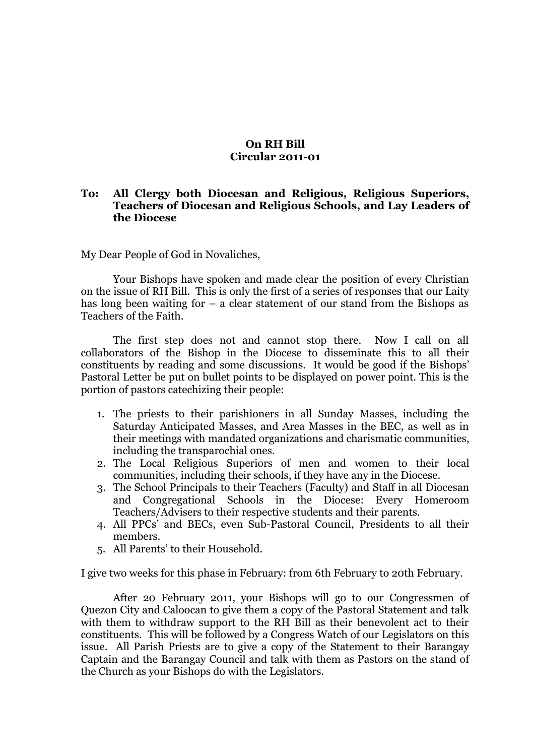**On RH Bill**
**Circular 2011-01**

**To: All Clergy both Diocesan and Religious, Religious Superiors, Teachers of Diocesan and Religious Schools, and Lay Leaders of the Diocese**

My Dear People of God in Novaliches,

Your Bishops have spoken and made clear the position of every Christian on the issue of RH Bill. This is only the first of a series of responses that our Laity has long been waiting for – a clear statement of our stand from the Bishops as Teachers of the Faith.

The first step does not and cannot stop there. Now I call on all collaborators of the Bishop in the Diocese to disseminate this to all their constituents by reading and some discussions. It would be good if the Bishops' Pastoral Letter be put on bullet points to be displayed on power point. This is the portion of pastors catechizing their people:

1. The priests to their parishioners in all Sunday Masses, including the Saturday Anticipated Masses, and Area Masses in the BEC, as well as in their meetings with mandated organizations and charismatic communities, including the transparochial ones.
2. The Local Religious Superiors of men and women to their local communities, including their schools, if they have any in the Diocese.
3. The School Principals to their Teachers (Faculty) and Staff in all Diocesan and Congregational Schools in the Diocese: Every Homeroom Teachers/Advisers to their respective students and their parents.
4. All PPCs' and BECs, even Sub-Pastoral Council, Presidents to all their members.
5. All Parents' to their Household.

I give two weeks for this phase in February: from 6th February to 20th February.

After 20 February 2011, your Bishops will go to our Congressmen of Quezon City and Caloocan to give them a copy of the Pastoral Statement and talk with them to withdraw support to the RH Bill as their benevolent act to their constituents. This will be followed by a Congress Watch of our Legislators on this issue. All Parish Priests are to give a copy of the Statement to their Barangay Captain and the Barangay Council and talk with them as Pastors on the stand of the Church as your Bishops do with the Legislators.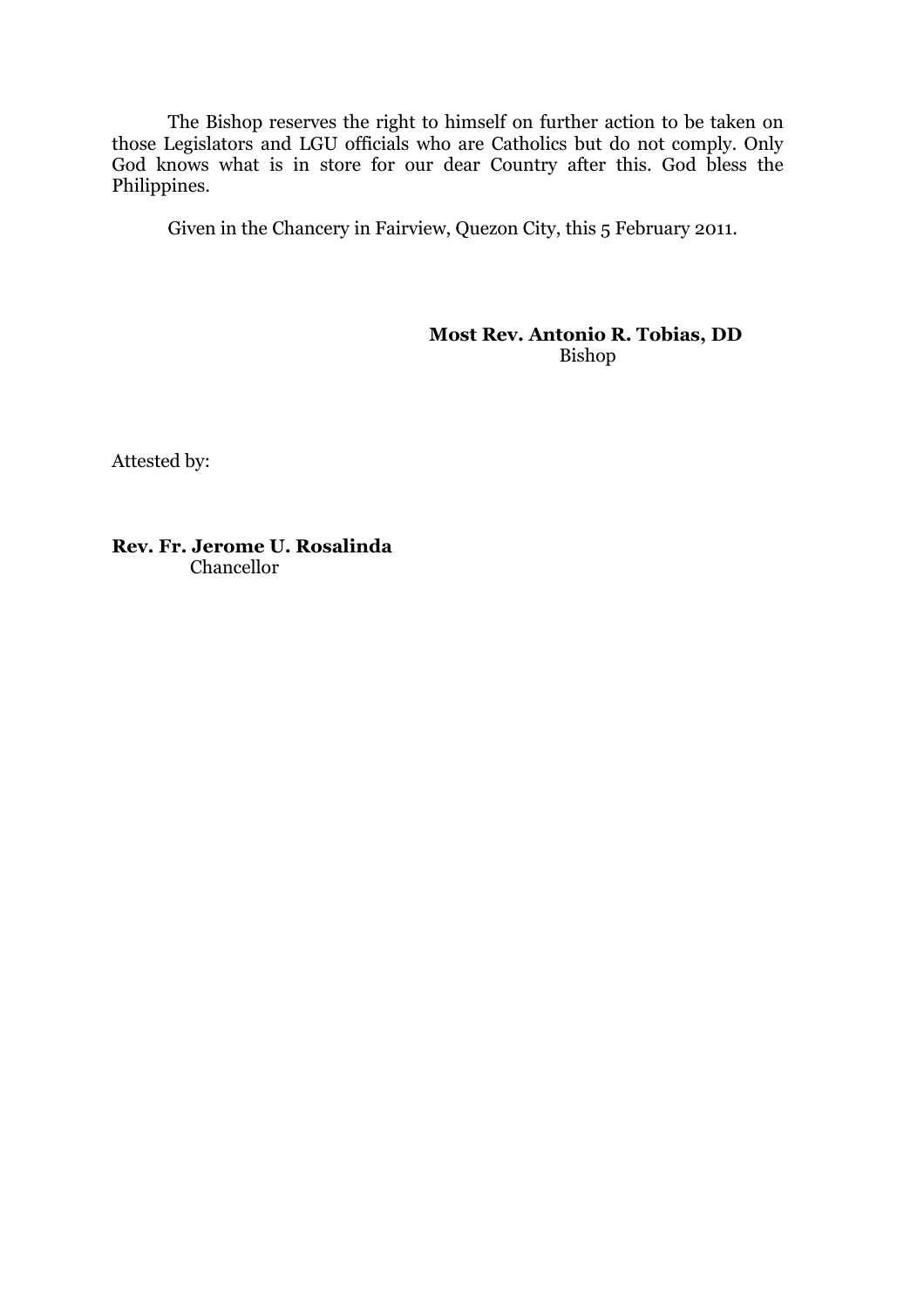The Bishop reserves the right to himself on further action to be taken on those Legislators and LGU officials who are Catholics but do not comply. Only God knows what is in store for our dear Country after this. God bless the Philippines.

Given in the Chancery in Fairview, Quezon City, this 5 February 2011.

**Most Rev. Antonio R. Tobias, DD**
Bishop

Attested by:

**Rev. Fr. Jerome U. Rosalinda**
Chancellor